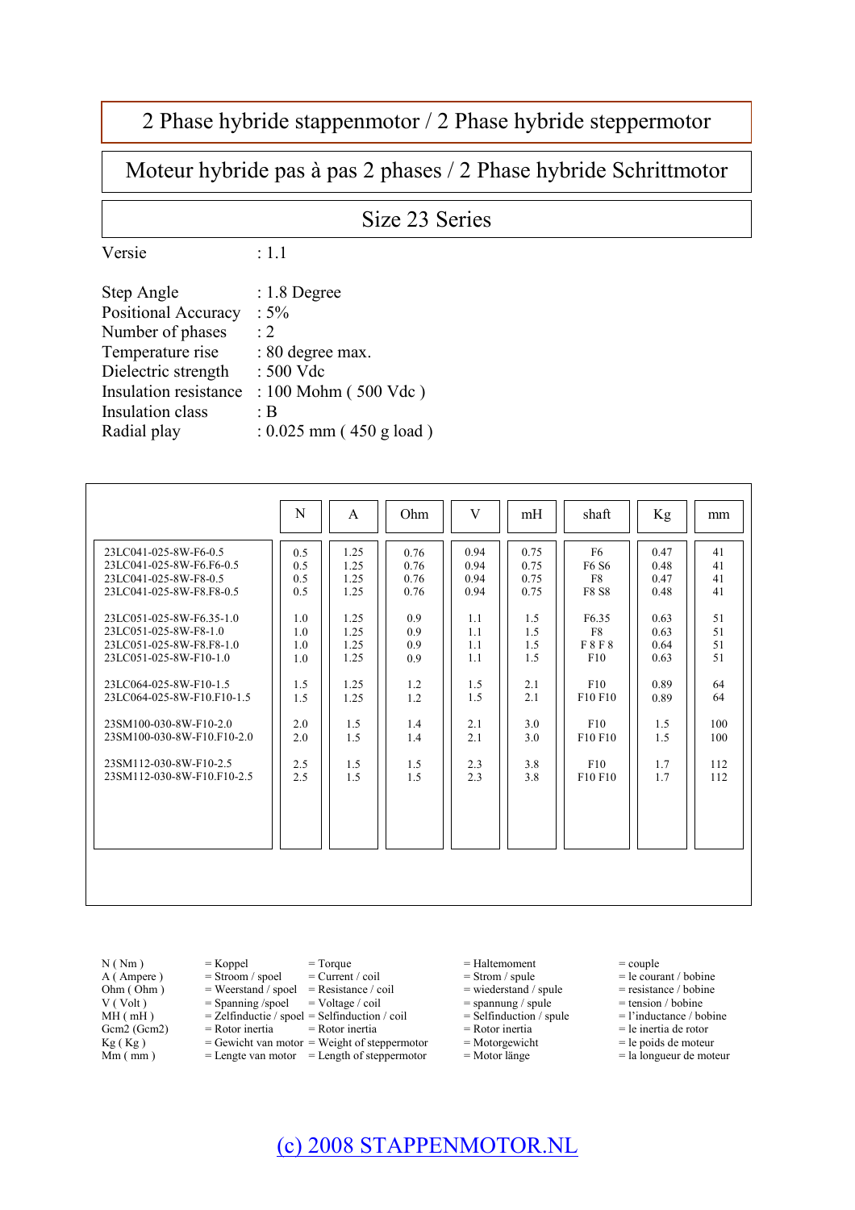# 2 Phase hybride stappenmotor / 2 Phase hybride steppermotor

# Moteur hybride pas à pas 2 phases / 2 Phase hybride Schrittmotor

## Size 23 Series

Versie : 1.1

Step Angle : 1.8 Degree
Positional Accuracy : 5%
Number of phases : 2
Temperature rise : 80 degree max.
Dielectric strength : 500 Vdc
Insulation resistance : 100 Mohm ( 500 Vdc )
Insulation class : B
Radial play : 0.025 mm ( 450 g load )

| | N | A | Ohm | V | mH | shaft | Kg | mm |
|---|---|---|---|---|---|---|---|---|
| 23LC041-025-8W-F6-0.5 | 0.5 | 1.25 | 0.76 | 0.94 | 0.75 | F6 | 0.47 | 41 |
| 23LC041-025-8W-F6.F6-0.5 | 0.5 | 1.25 | 0.76 | 0.94 | 0.75 | F6 S6 | 0.48 | 41 |
| 23LC041-025-8W-F8-0.5 | 0.5 | 1.25 | 0.76 | 0.94 | 0.75 | F8 | 0.47 | 41 |
| 23LC041-025-8W-F8.F8-0.5 | 0.5 | 1.25 | 0.76 | 0.94 | 0.75 | F8 S8 | 0.48 | 41 |
| 23LC051-025-8W-F6.35-1.0 | 1.0 | 1.25 | 0.9 | 1.1 | 1.5 | F6.35 | 0.63 | 51 |
| 23LC051-025-8W-F8-1.0 | 1.0 | 1.25 | 0.9 | 1.1 | 1.5 | F8 | 0.63 | 51 |
| 23LC051-025-8W-F8.F8-1.0 | 1.0 | 1.25 | 0.9 | 1.1 | 1.5 | F 8 F 8 | 0.64 | 51 |
| 23LC051-025-8W-F10-1.0 | 1.0 | 1.25 | 0.9 | 1.1 | 1.5 | F10 | 0.63 | 51 |
| 23LC064-025-8W-F10-1.5 | 1.5 | 1.25 | 1.2 | 1.5 | 2.1 | F10 | 0.89 | 64 |
| 23LC064-025-8W-F10.F10-1.5 | 1.5 | 1.25 | 1.2 | 1.5 | 2.1 | F10 F10 | 0.89 | 64 |
| 23SM100-030-8W-F10-2.0 | 2.0 | 1.5 | 1.4 | 2.1 | 3.0 | F10 | 1.5 | 100 |
| 23SM100-030-8W-F10.F10-2.0 | 2.0 | 1.5 | 1.4 | 2.1 | 3.0 | F10 F10 | 1.5 | 100 |
| 23SM112-030-8W-F10-2.5 | 2.5 | 1.5 | 1.5 | 2.3 | 3.8 | F10 | 1.7 | 112 |
| 23SM112-030-8W-F10.F10-2.5 | 2.5 | 1.5 | 1.5 | 2.3 | 3.8 | F10 F10 | 1.7 | 112 |

| | | | | |
|---|---|---|---|---|
| N ( Nm ) | = Koppel | = Torque | = Haltemoment | = couple |
| A ( Ampere ) | = Stroom / spoel | = Current / coil | = Strom / spule | = le courant / bobine |
| Ohm ( Ohm ) | = Weerstand / spoel | = Resistance / coil | = wiederstand / spule | = resistance / bobine |
| V ( Volt ) | = Spanning /spoel | = Voltage / coil | = spannung / spule | = tension / bobine |
| MH ( mH ) | = Zelfinductie / spoel | = Selfinduction / coil | = Selfinduction / spule | = l'inductance / bobine |
| Gcm2 (Gcm2) | = Rotor inertia | = Rotor inertia | = Rotor inertia | = le inertia de rotor |
| Kg ( Kg ) | = Gewicht van motor | = Weight of steppermotor | = Motorgewicht | = le poids de moteur |
| Mm ( mm ) | = Lengte van motor | = Length of steppermotor | = Motor länge | = la longueur de moteur |

(c) 2008 STAPPENMOTOR.NL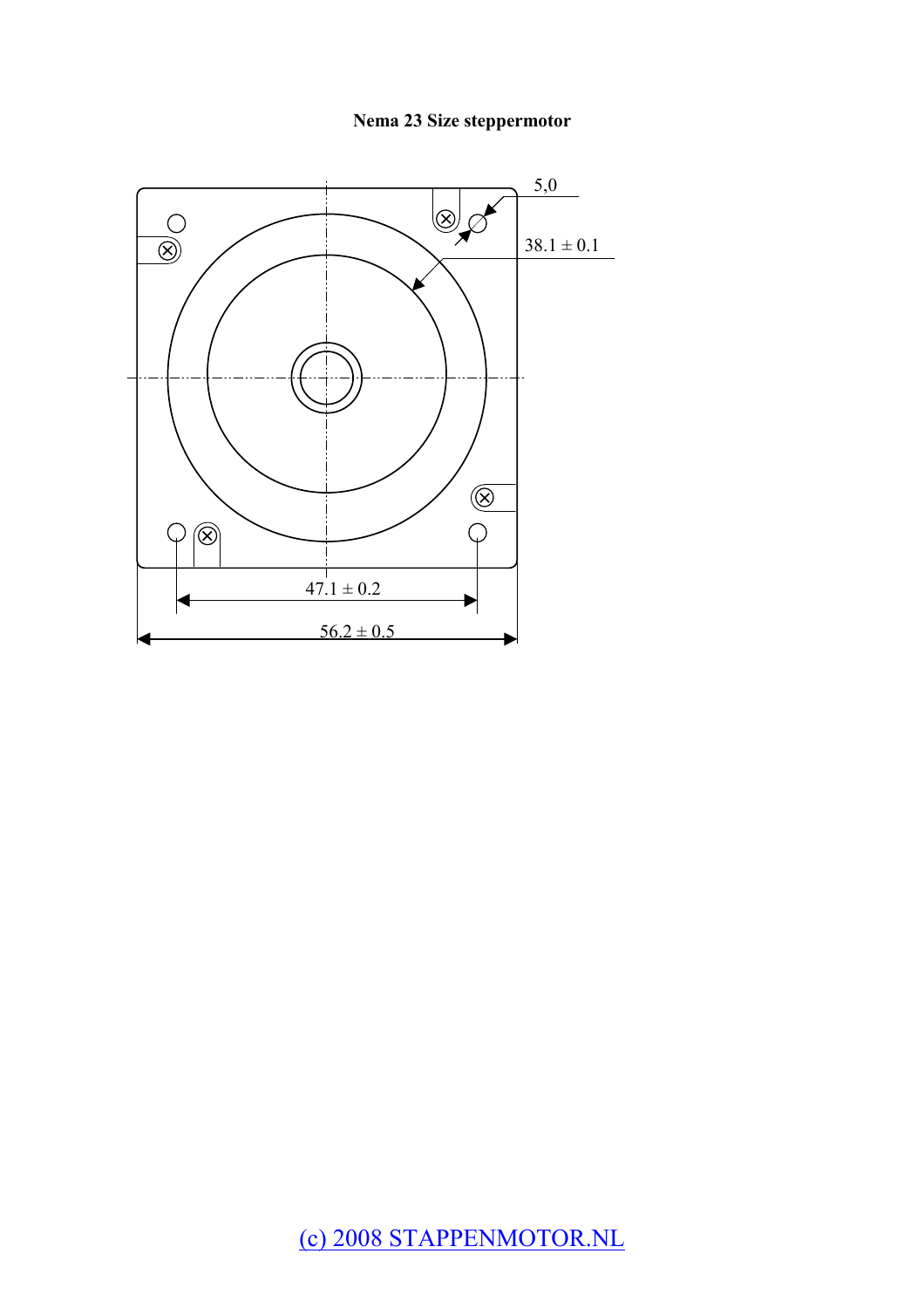**Nema 23 Size steppermotor**

5,0

38.1 ± 0.1

47.1 ± 0.2

56.2 ± 0.5

(c) 2008 STAPPENMOTOR.NL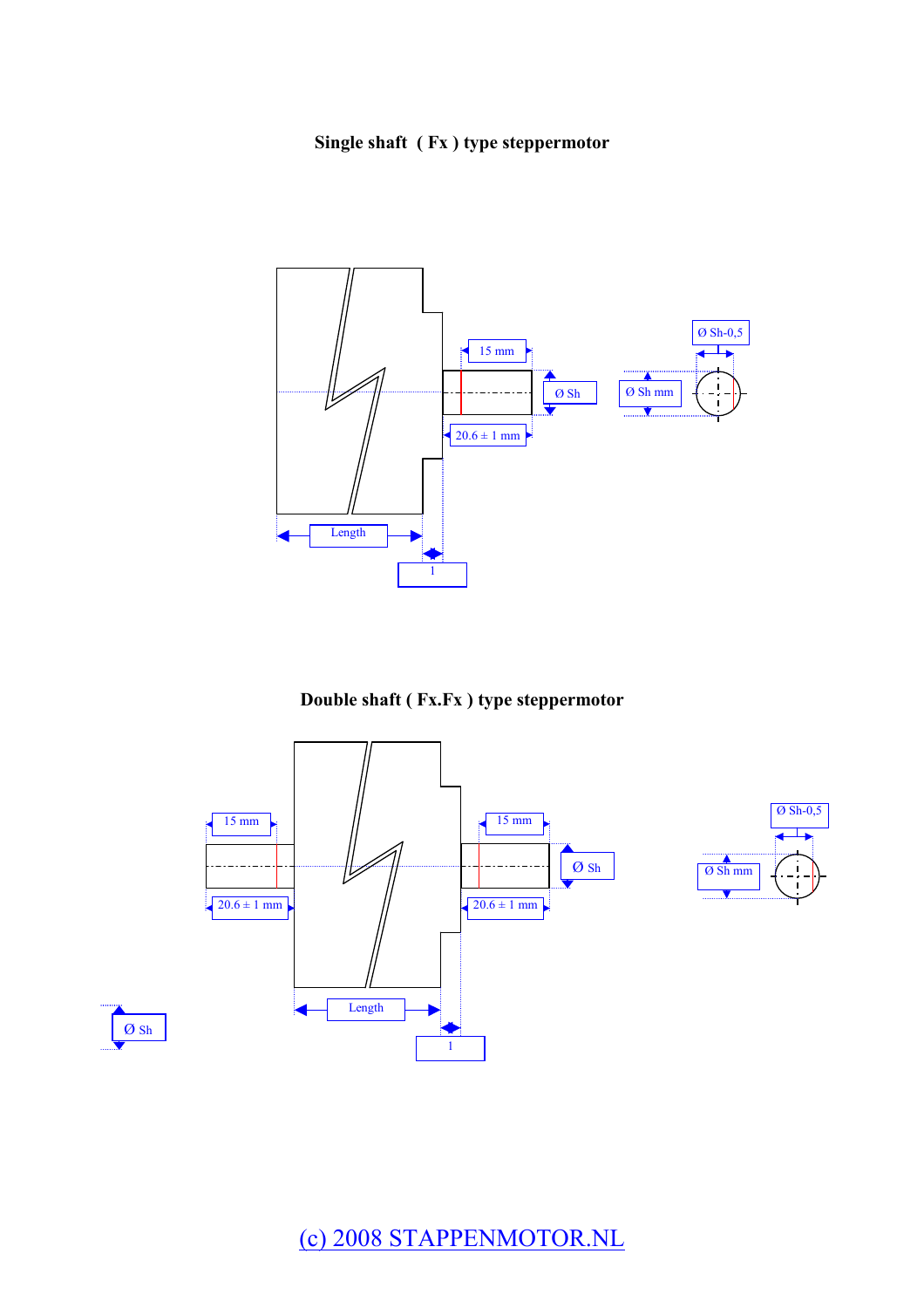**Single shaft ( Fx ) type steppermotor**

15 mm

Ø Sh

20.6 ± 1 mm

Ø Sh mm

Ø Sh-0,5

Length

1

**Double shaft ( Fx.Fx ) type steppermotor**

15 mm

15 mm

20.6 ± 1 mm

20.6 ± 1 mm

Ø Sh

Ø Sh mm

Ø Sh-0,5

Length

1

Ø Sh

(c) 2008 STAPPENMOTOR.NL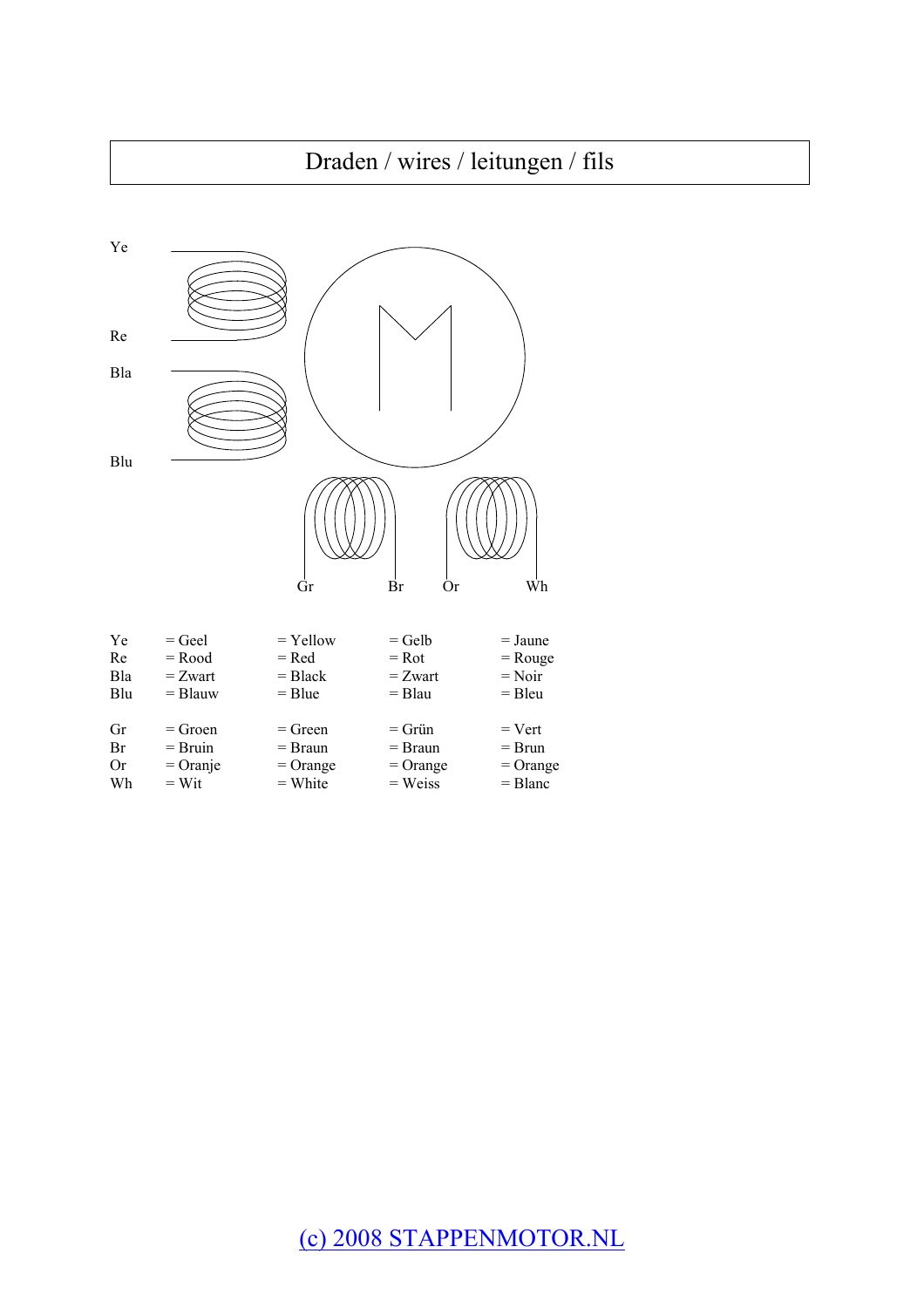# Draden / wires / leitungen / fils

Ye

Re

Bla

Blu

Gr Br Or Wh

| | | | | |
|---|---|---|---|---|
| Ye | = Geel | = Yellow | = Gelb | = Jaune |
| Re | = Rood | = Red | = Rot | = Rouge |
| Bla | = Zwart | = Black | = Zwart | = Noir |
| Blu | = Blauw | = Blue | = Blau | = Bleu |
| | | | | |
| Gr | = Groen | = Green | = Grün | = Vert |
| Br | = Bruin | = Braun | = Braun | = Brun |
| Or | = Oranje | = Orange | = Orange | = Orange |
| Wh | = Wit | = White | = Weiss | = Blanc |

(c) 2008 STAPPENMOTOR.NL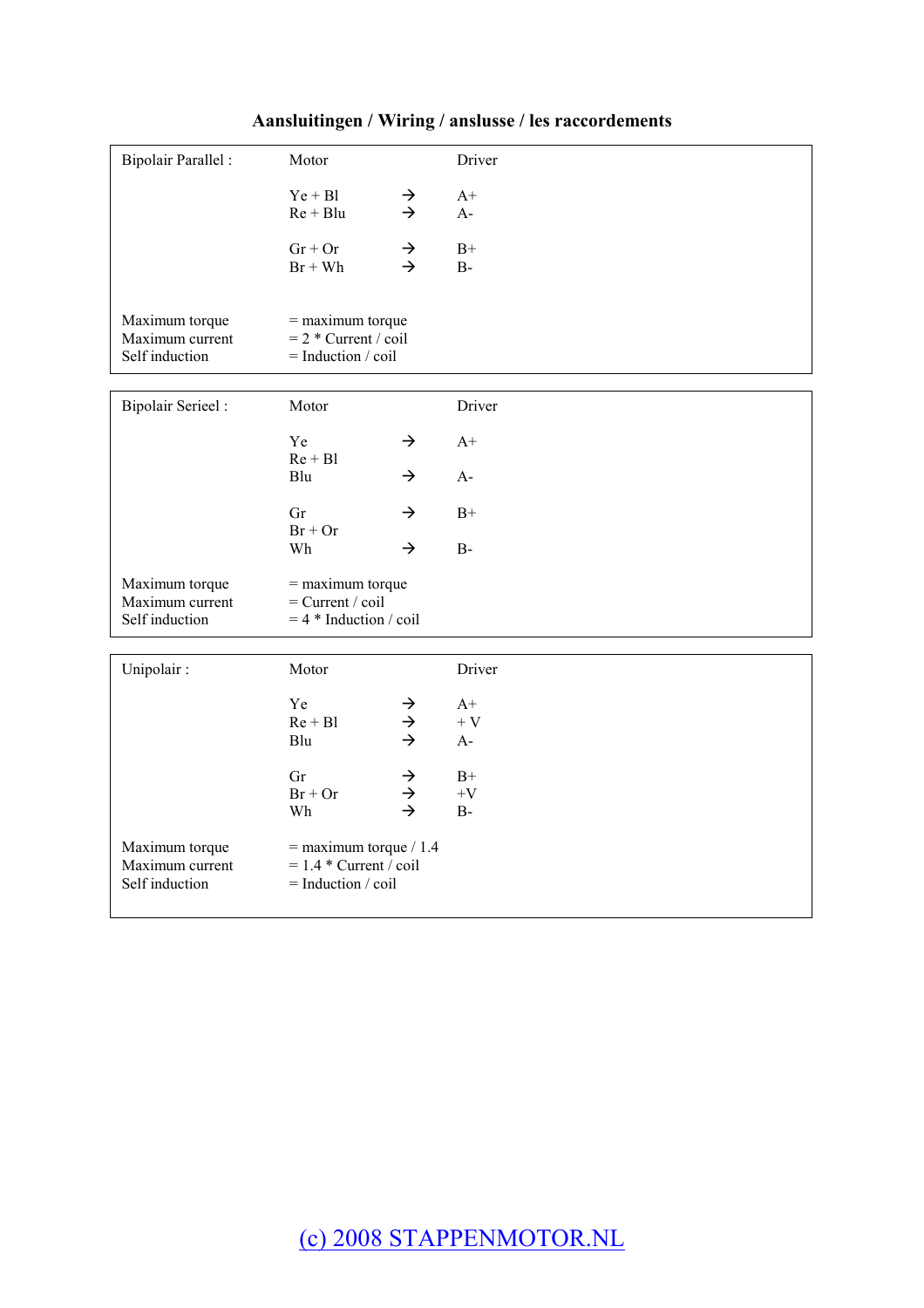# Aansluitingen / Wiring / anslusse / les raccordements

| Bipolair Parallel : | Motor | | Driver |
|---|---|---|---|
| | Ye + Bl | → | A+ |
| | Re + Blu | → | A- |
| | Gr + Or | → | B+ |
| | Br + Wh | → | B- |
| Maximum torque | = maximum torque | | |
| Maximum current | = 2 * Current / coil | | |
| Self induction | = Induction / coil | | |

| Bipolair Serieel : | Motor | | Driver |
|---|---|---|---|
| | Ye | → | A+ |
| | Re + Bl | | |
| | Blu | → | A- |
| | Gr | → | B+ |
| | Br + Or | | |
| | Wh | → | B- |
| Maximum torque | = maximum torque | | |
| Maximum current | = Current / coil | | |
| Self induction | = 4 * Induction / coil | | |

| Unipolair : | Motor | | Driver |
|---|---|---|---|
| | Ye | → | A+ |
| | Re + Bl | → | + V |
| | Blu | → | A- |
| | Gr | → | B+ |
| | Br + Or | → | +V |
| | Wh | → | B- |
| Maximum torque | = maximum torque / 1.4 | | |
| Maximum current | = 1.4 * Current / coil | | |
| Self induction | = Induction / coil | | |

(c) 2008 STAPPENMOTOR.NL